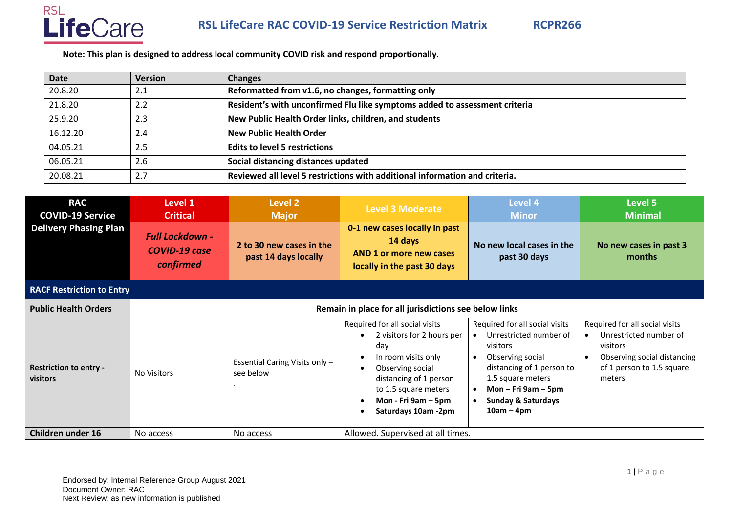# RSL LifeCare RAC COVID-19 Service Restriction Matrix RCPR266

**Note: This plan is designed to address local community COVID risk and respond proportionally.**

| Date | Version | Changes |
|---|---|---|
| 20.8.20 | 2.1 | **Reformatted from v1.6, no changes, formatting only** |
| 21.8.20 | 2.2 | **Resident's with unconfirmed Flu like symptoms added to assessment criteria** |
| 25.9.20 | 2.3 | **New Public Health Order links, children, and students** |
| 16.12.20 | 2.4 | **New Public Health Order** |
| 04.05.21 | 2.5 | **Edits to level 5 restrictions** |
| 06.05.21 | 2.6 | **Social distancing distances updated** |
| 20.08.21 | 2.7 | **Reviewed all level 5 restrictions with additional information and criteria.** |

| RAC COVID-19 Service Delivery Phasing Plan | Level 1 Critical | Level 2 Major | Level 3 Moderate | Level 4 Minor | Level 5 Minimal |
|---|---|---|---|---|---|
| | ***Full Lockdown - COVID-19 case confirmed*** | **2 to 30 new cases in the past 14 days locally** | **0-1 new cases locally in past 14 days AND 1 or more new cases locally in the past 30 days** | **No new local cases in the past 30 days** | **No new cases in past 3 months** |
| **RACF Restriction to Entry** | | | | | |
| **Public Health Orders** | **Remain in place for all jurisdictions see below links** | | | | |
| **Restriction to entry - visitors** | No Visitors | Essential Caring Visits only – see below . | Required for all social visits<br>• 2 visitors for 2 hours per day<br>• In room visits only<br>• Observing social distancing of 1 person to 1.5 square meters<br>• **Mon - Fri 9am – 5pm**<br>• **Saturdays 10am -2pm** | Required for all social visits<br>• Unrestricted number of visitors<br>• Observing social distancing of 1 person to 1.5 square meters<br>• **Mon – Fri 9am – 5pm**<br>• **Sunday & Saturdays 10am – 4pm** | Required for all social visits<br>• Unrestricted number of visitors[1]<br>• Observing social distancing of 1 person to 1.5 square meters |
| **Children under 16** | No access | No access | Allowed. Supervised at all times. | | |

Endorsed by: Internal Reference Group August 2021
Document Owner: RAC
Next Review: as new information is published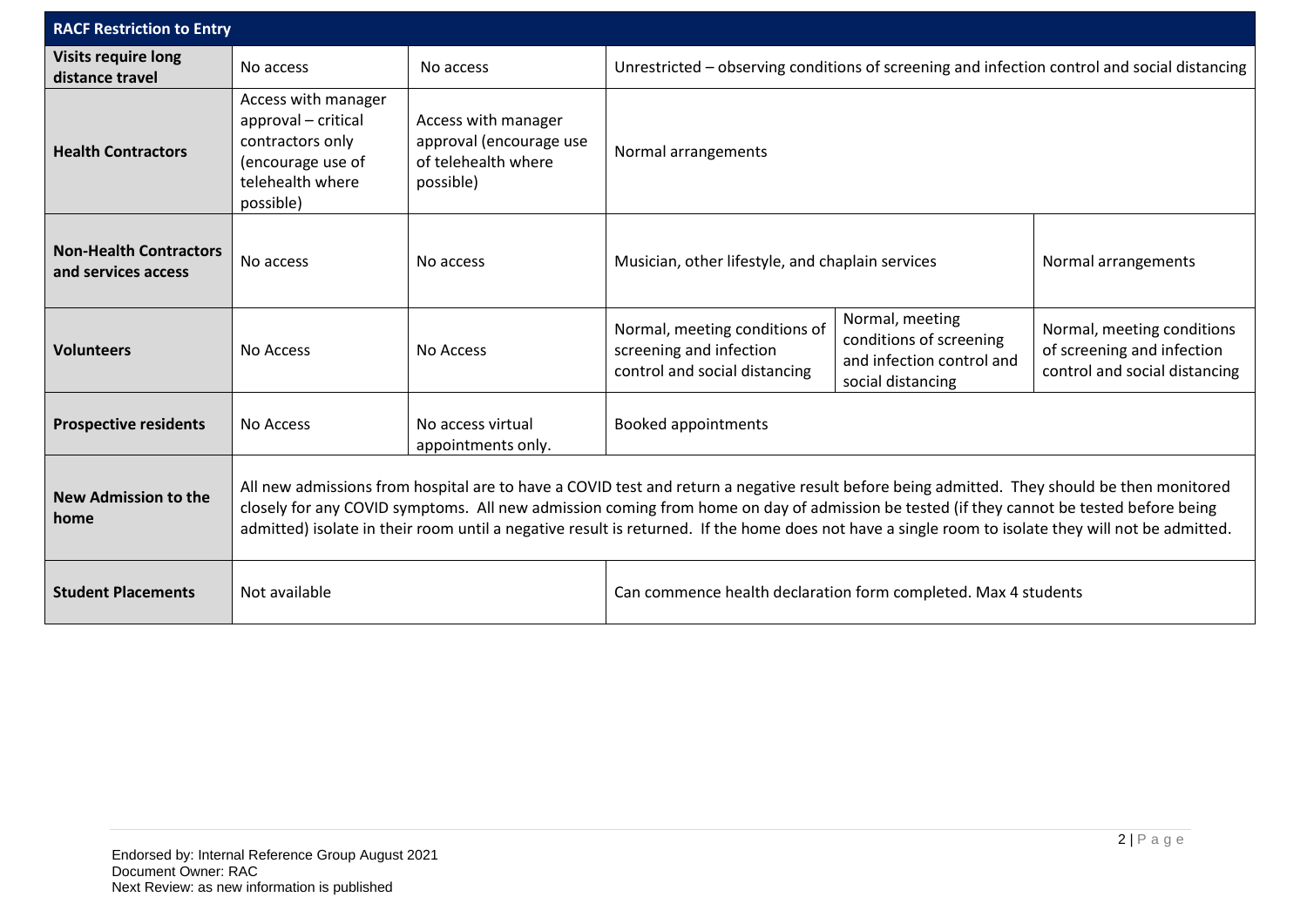| RACF Restriction to Entry | | | | | |
|---|---|---|---|---|---|
| **Visits require long distance travel** | No access | No access | Unrestricted – observing conditions of screening and infection control and social distancing | | |
| **Health Contractors** | Access with manager approval – critical contractors only (encourage use of telehealth where possible) | Access with manager approval (encourage use of telehealth where possible) | Normal arrangements | | |
| **Non-Health Contractors and services access** | No access | No access | Musician, other lifestyle, and chaplain services | | Normal arrangements |
| **Volunteers** | No Access | No Access | Normal, meeting conditions of screening and infection control and social distancing | Normal, meeting conditions of screening and infection control and social distancing | Normal, meeting conditions of screening and infection control and social distancing |
| **Prospective residents** | No Access | No access virtual appointments only. | Booked appointments | | |
| **New Admission to the home** | All new admissions from hospital are to have a COVID test and return a negative result before being admitted. They should be then monitored closely for any COVID symptoms. All new admission coming from home on day of admission be tested (if they cannot be tested before being admitted) isolate in their room until a negative result is returned. If the home does not have a single room to isolate they will not be admitted. | | | | |
| **Student Placements** | Not available | | Can commence health declaration form completed. Max 4 students | | |

Endorsed by: Internal Reference Group August 2021
Document Owner: RAC
Next Review: as new information is published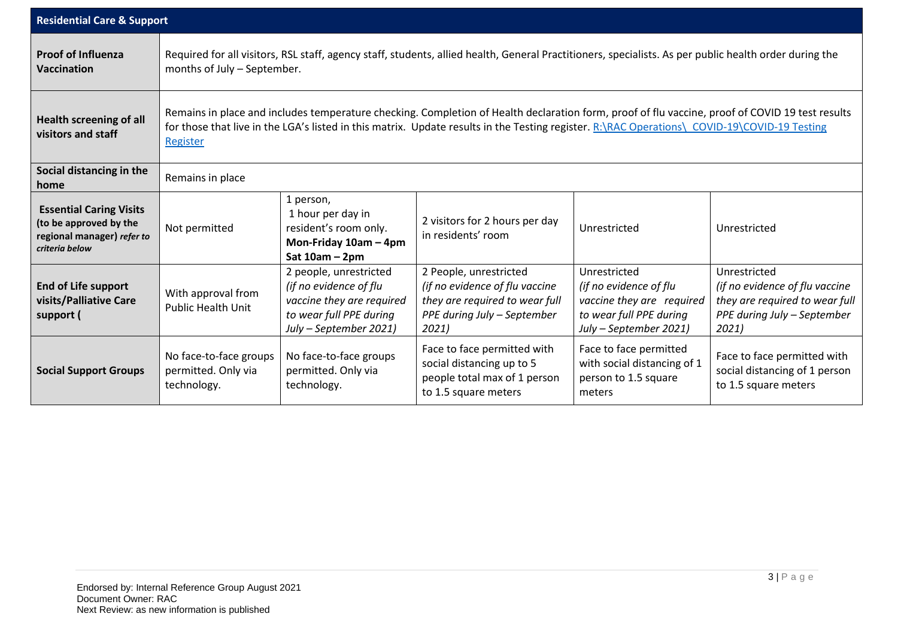| Residential Care & Support | | | | | |
|---|---|---|---|---|---|
| **Proof of Influenza Vaccination** | Required for all visitors, RSL staff, agency staff, students, allied health, General Practitioners, specialists. As per public health order during the months of July – September. | | | | |
| **Health screening of all visitors and staff** | Remains in place and includes temperature checking. Completion of Health declaration form, proof of flu vaccine, proof of COVID 19 test results for those that live in the LGA's listed in this matrix. Update results in the Testing register. [R:\RAC Operations\ COVID-19\COVID-19 Testing Register]() | | | | |
| **Social distancing in the home** | Remains in place | | | | |
| **Essential Caring Visits (to be approved by the regional manager)** ***refer to criteria below*** | Not permitted | 1 person, 1 hour per day in resident's room only. **Mon-Friday 10am – 4pm Sat 10am – 2pm** | 2 visitors for 2 hours per day in residents' room | Unrestricted | Unrestricted |
| **End of Life support visits/Palliative Care support (** | With approval from Public Health Unit | 2 people, unrestricted *(if no evidence of flu vaccine they are required to wear full PPE during July – September 2021)* | 2 People, unrestricted *(if no evidence of flu vaccine they are required to wear full PPE during July – September 2021)* | Unrestricted *(if no evidence of flu vaccine they are required to wear full PPE during July – September 2021)* | Unrestricted *(if no evidence of flu vaccine they are required to wear full PPE during July – September 2021)* |
| **Social Support Groups** | No face-to-face groups permitted. Only via technology. | No face-to-face groups permitted. Only via technology. | Face to face permitted with social distancing up to 5 people total max of 1 person to 1.5 square meters | Face to face permitted with social distancing of 1 person to 1.5 square meters | Face to face permitted with social distancing of 1 person to 1.5 square meters |

Endorsed by: Internal Reference Group August 2021
Document Owner: RAC
Next Review: as new information is published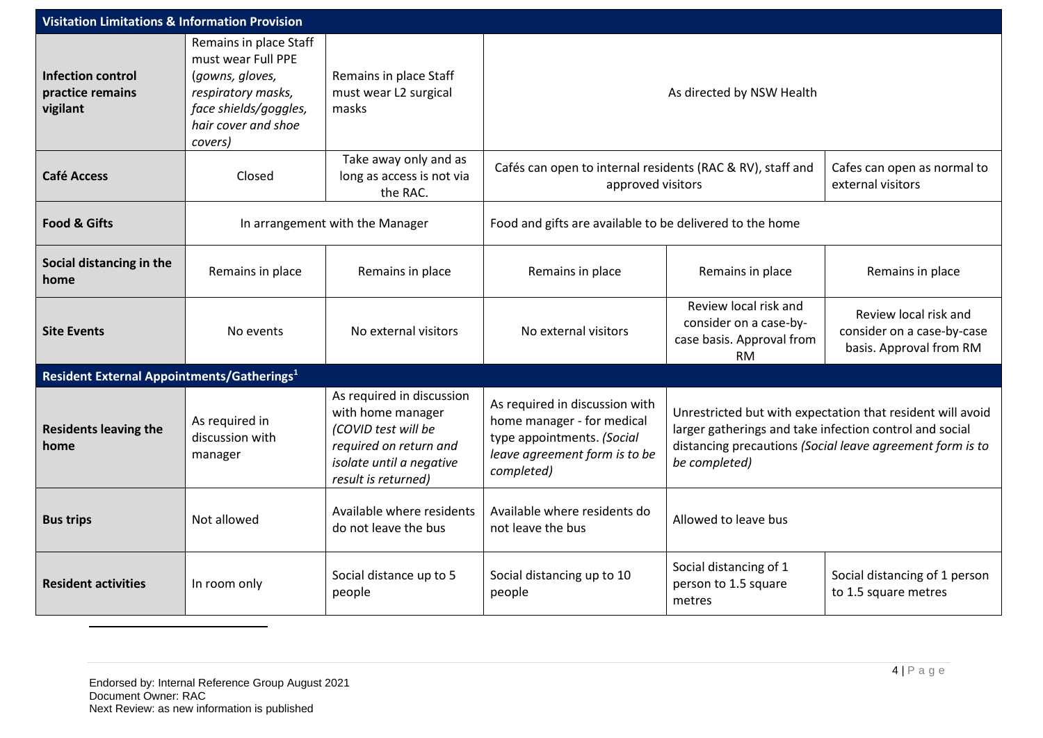| **Visitation Limitations & Information Provision** | | | | | |
|---|---|---|---|---|---|
| **Infection control practice remains vigilant** | Remains in place Staff must wear Full PPE (*gowns, gloves, respiratory masks, face shields/goggles, hair cover and shoe covers)* | Remains in place Staff must wear L2 surgical masks | As directed by NSW Health | | |
| **Café Access** | Closed | Take away only and as long as access is not via the RAC. | Cafés can open to internal residents (RAC & RV), staff and approved visitors | | Cafes can open as normal to external visitors |
| **Food & Gifts** | In arrangement with the Manager | | Food and gifts are available to be delivered to the home | | |
| **Social distancing in the home** | Remains in place | Remains in place | Remains in place | Remains in place | Remains in place |
| **Site Events** | No events | No external visitors | No external visitors | Review local risk and consider on a case-by-case basis. Approval from RM | Review local risk and consider on a case-by-case basis. Approval from RM |
| **Resident External Appointments/Gatherings**[1] | | | | | |
| **Residents leaving the home** | As required in discussion with manager | As required in discussion with home manager *(COVID test will be required on return and isolate until a negative result is returned)* | As required in discussion with home manager - for medical type appointments. *(Social leave agreement form is to be completed)* | Unrestricted but with expectation that resident will avoid larger gatherings and take infection control and social distancing precautions *(Social leave agreement form is to be completed)* | |
| **Bus trips** | Not allowed | Available where residents do not leave the bus | Available where residents do not leave the bus | Allowed to leave bus | |
| **Resident activities** | In room only | Social distance up to 5 people | Social distancing up to 10 people | Social distancing of 1 person to 1.5 square metres | Social distancing of 1 person to 1.5 square metres |

Endorsed by: Internal Reference Group August 2021
Document Owner: RAC
Next Review: as new information is published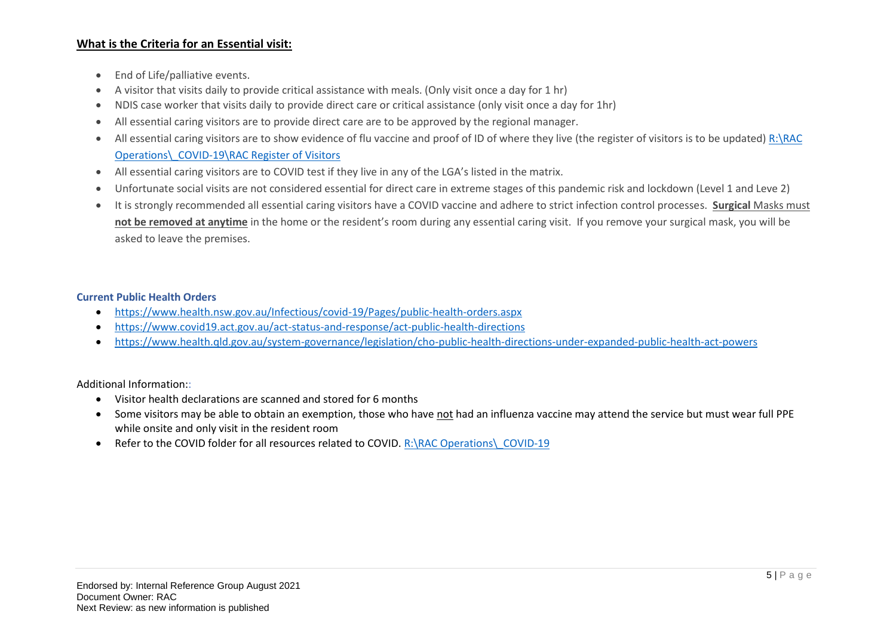## **What is the Criteria for an Essential visit:**

- End of Life/palliative events.
- A visitor that visits daily to provide critical assistance with meals. (Only visit once a day for 1 hr)
- NDIS case worker that visits daily to provide direct care or critical assistance (only visit once a day for 1hr)
- All essential caring visitors are to provide direct care are to be approved by the regional manager.
- All essential caring visitors are to show evidence of flu vaccine and proof of ID of where they live (the register of visitors is to be updated) R:\RAC Operations\_COVID-19\RAC Register of Visitors
- All essential caring visitors are to COVID test if they live in any of the LGA's listed in the matrix.
- Unfortunate social visits are not considered essential for direct care in extreme stages of this pandemic risk and lockdown (Level 1 and Leve 2)
- It is strongly recommended all essential caring visitors have a COVID vaccine and adhere to strict infection control processes. **Surgical** Masks must **not be removed at anytime** in the home or the resident's room during any essential caring visit. If you remove your surgical mask, you will be asked to leave the premises.

### **Current Public Health Orders**

- https://www.health.nsw.gov.au/Infectious/covid-19/Pages/public-health-orders.aspx
- https://www.covid19.act.gov.au/act-status-and-response/act-public-health-directions
- https://www.health.qld.gov.au/system-governance/legislation/cho-public-health-directions-under-expanded-public-health-act-powers

Additional Information::

- Visitor health declarations are scanned and stored for 6 months
- Some visitors may be able to obtain an exemption, those who have not had an influenza vaccine may attend the service but must wear full PPE while onsite and only visit in the resident room
- Refer to the COVID folder for all resources related to COVID. R:\RAC Operations\_COVID-19

Endorsed by: Internal Reference Group August 2021
Document Owner: RAC
Next Review: as new information is published